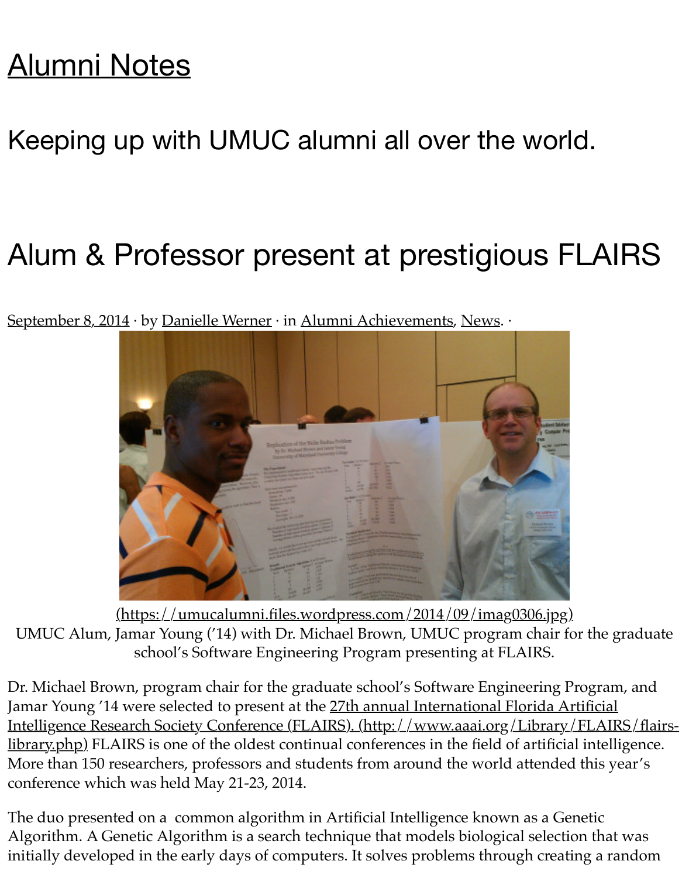# [Alumni Notes](https://umucalumni.wordpress.com)

## Keeping up with UMUC alumni all over the world.

# Alum & Professor present at prestigious FLAIRS

[September 8, 2014] · by [Danielle Werner] · in [Alumni Achievements], [News]. ·

[(https://umucalumni.files.wordpress.com/2014/09/imag0306.jpg)](https://umucalumni.files.wordpress.com/2014/09/imag0306.jpg)

UMUC Alum, Jamar Young ('14) with Dr. Michael Brown, UMUC program chair for the graduate school's Software Engineering Program presenting at FLAIRS.

Dr. Michael Brown, program chair for the graduate school's Software Engineering Program, and Jamar Young '14 were selected to present at the [27th annual International Florida Artificial Intelligence Research Society Conference (FLAIRS). (http://www.aaai.org/Library/FLAIRS/flairs-library.php)](http://www.aaai.org/Library/FLAIRS/flairs-library.php) FLAIRS is one of the oldest continual conferences in the field of artificial intelligence. More than 150 researchers, professors and students from around the world attended this year's conference which was held May 21-23, 2014.

The duo presented on a common algorithm in Artificial Intelligence known as a Genetic Algorithm. A Genetic Algorithm is a search technique that models biological selection that was initially developed in the early days of computers. It solves problems through creating a random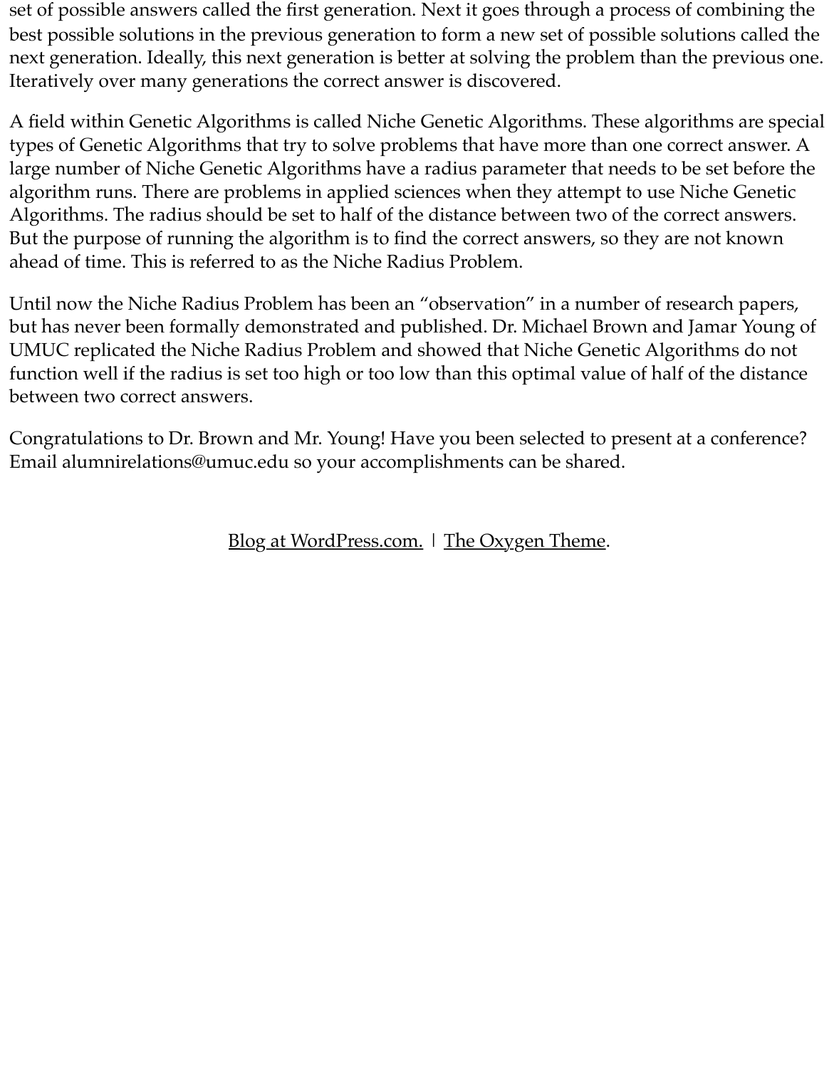set of possible answers called the first generation. Next it goes through a process of combining the best possible solutions in the previous generation to form a new set of possible solutions called the next generation. Ideally, this next generation is better at solving the problem than the previous one. Iteratively over many generations the correct answer is discovered.

A field within Genetic Algorithms is called Niche Genetic Algorithms. These algorithms are special types of Genetic Algorithms that try to solve problems that have more than one correct answer. A large number of Niche Genetic Algorithms have a radius parameter that needs to be set before the algorithm runs. There are problems in applied sciences when they attempt to use Niche Genetic Algorithms. The radius should be set to half of the distance between two of the correct answers. But the purpose of running the algorithm is to find the correct answers, so they are not known ahead of time. This is referred to as the Niche Radius Problem.

Until now the Niche Radius Problem has been an "observation" in a number of research papers, but has never been formally demonstrated and published. Dr. Michael Brown and Jamar Young of UMUC replicated the Niche Radius Problem and showed that Niche Genetic Algorithms do not function well if the radius is set too high or too low than this optimal value of half of the distance between two correct answers.

Congratulations to Dr. Brown and Mr. Young! Have you been selected to present at a conference? Email alumnirelations@umuc.edu so your accomplishments can be shared.

Blog at WordPress.com. | The Oxygen Theme.